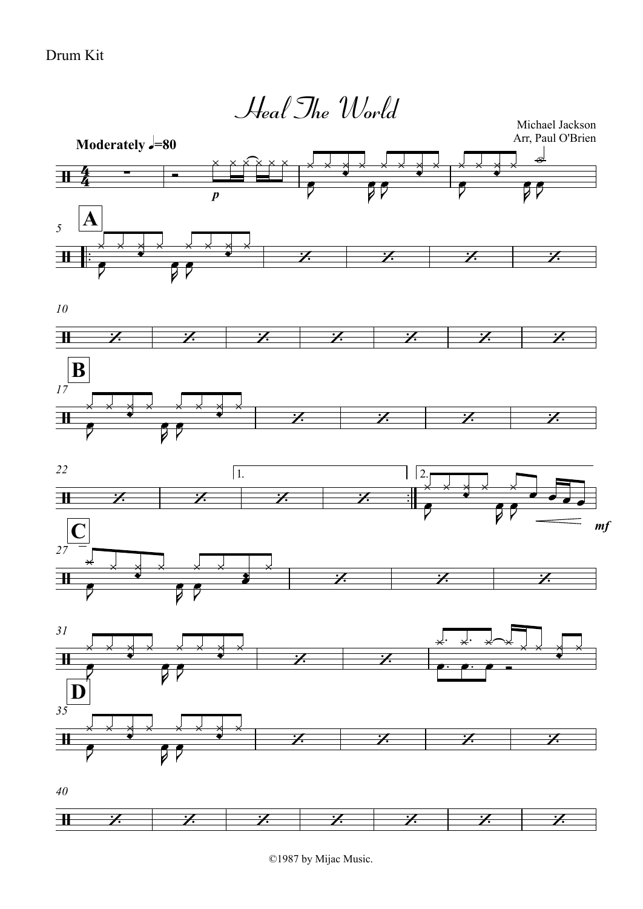Drum Kit

# Heal The World

Michael Jackson
Arr, Paul O'Brien

**Moderately** ♩=80

©1987 by Mijac Music.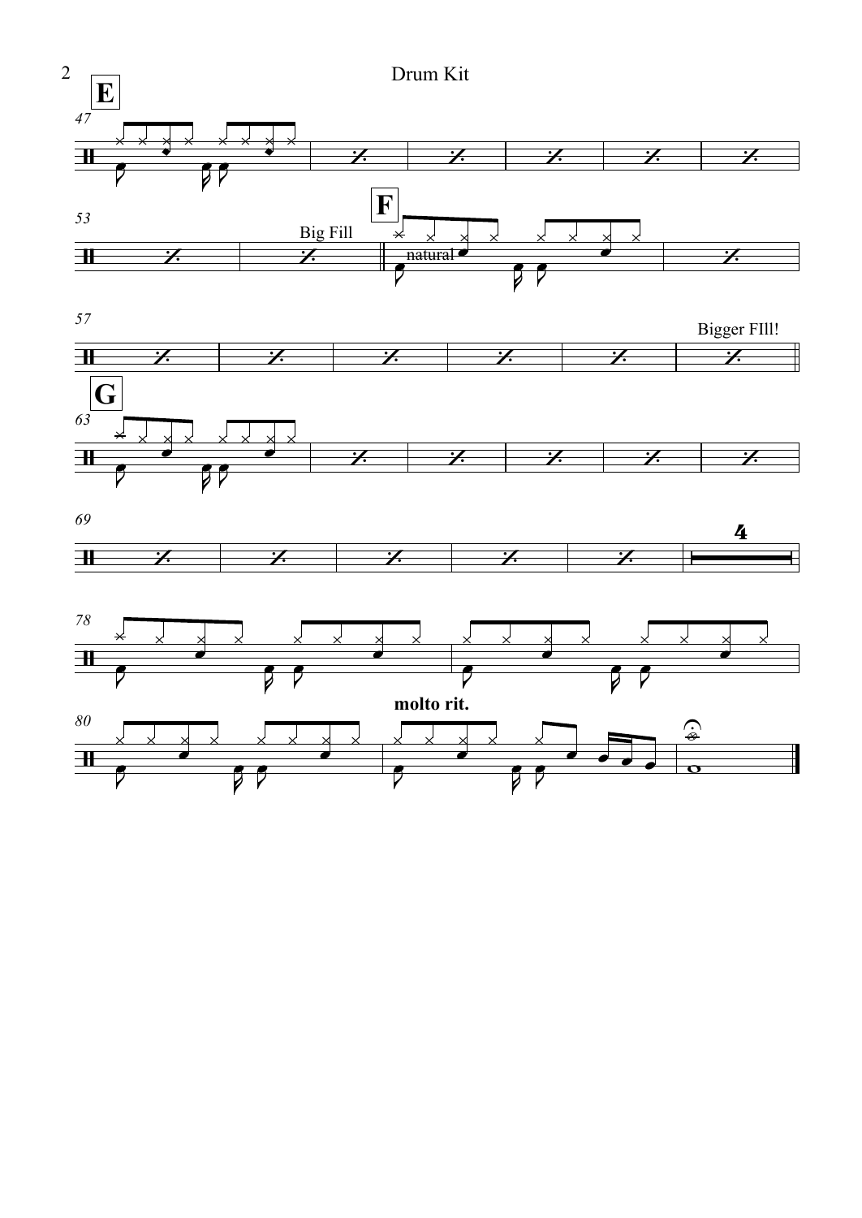E

47

53

Big Fill

F

natural

57

Bigger FIll!

G

63

69

4

78

80

**molto rit.**